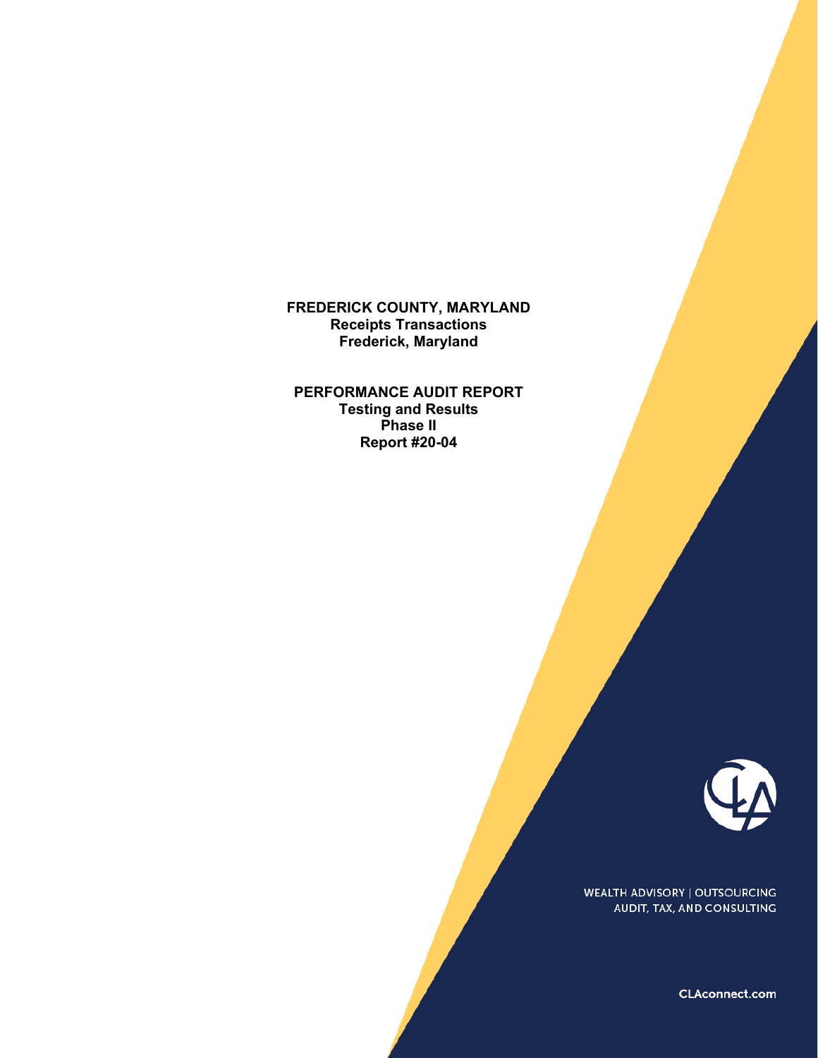**FREDERICK COUNTY, MARYLAND**
**Receipts Transactions**
**Frederick, Maryland**

**PERFORMANCE AUDIT REPORT**
**Testing and Results**
**Phase II**
**Report #20-04**

WEALTH ADVISORY | OUTSOURCING
AUDIT, TAX, AND CONSULTING

CLAconnect.com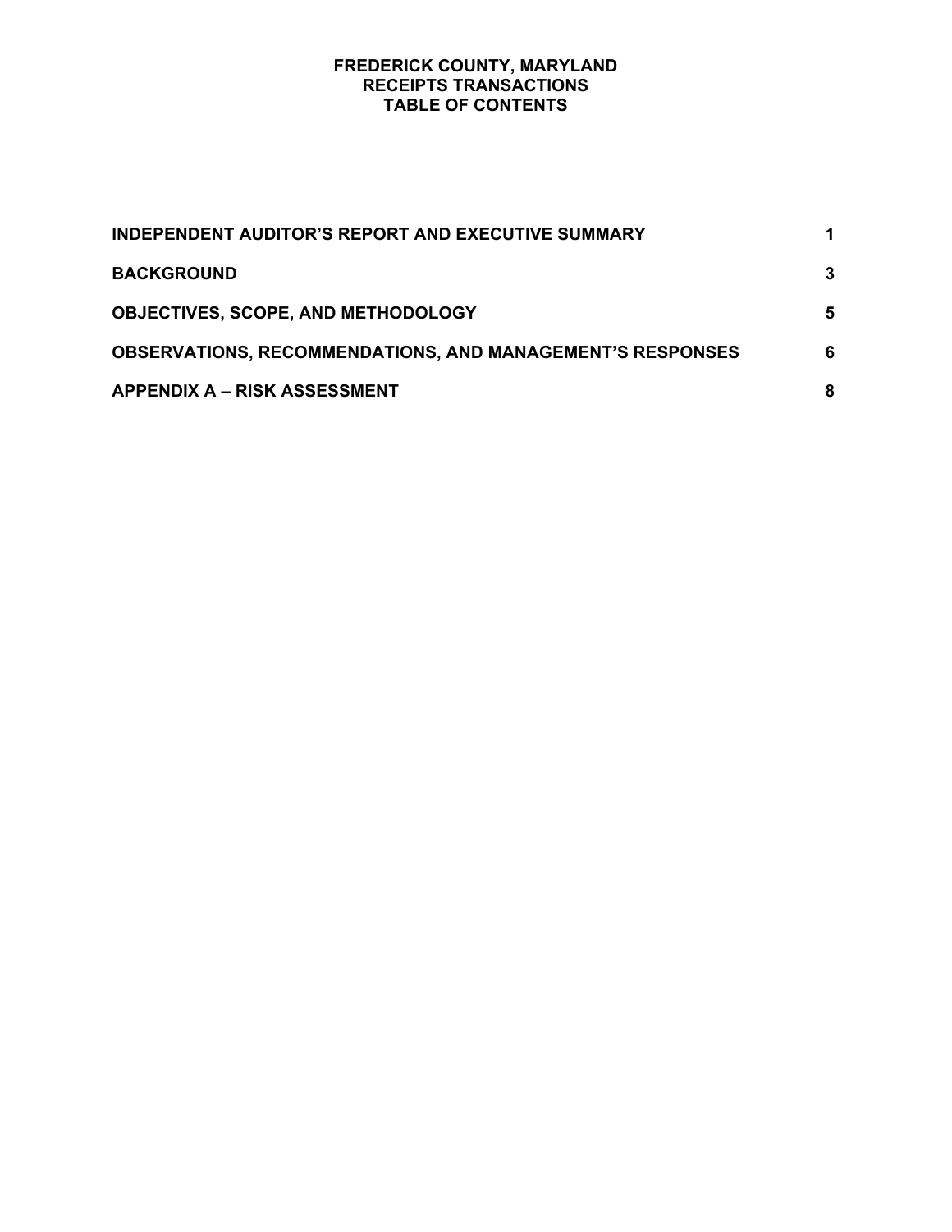# FREDERICK COUNTY, MARYLAND
# RECEIPTS TRANSACTIONS
# TABLE OF CONTENTS

| | |
|---|---|
| **INDEPENDENT AUDITOR'S REPORT AND EXECUTIVE SUMMARY** | **1** |
| **BACKGROUND** | **3** |
| **OBJECTIVES, SCOPE, AND METHODOLOGY** | **5** |
| **OBSERVATIONS, RECOMMENDATIONS, AND MANAGEMENT'S RESPONSES** | **6** |
| **APPENDIX A – RISK ASSESSMENT** | **8** |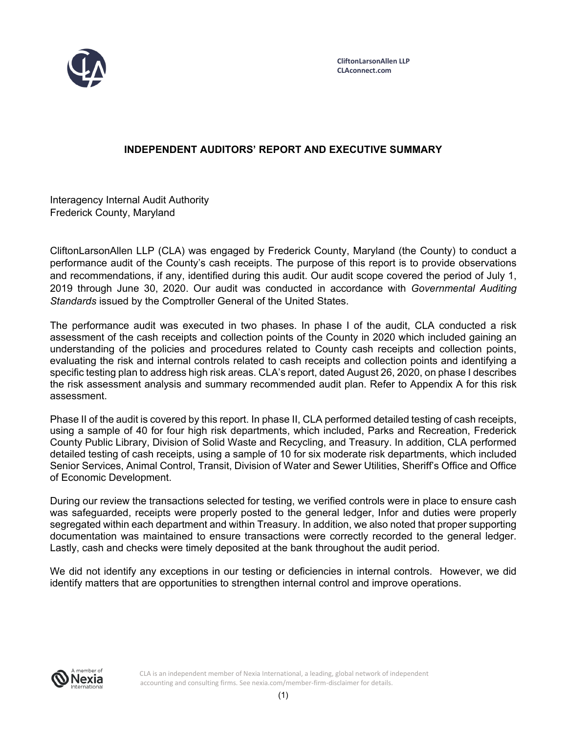CliftonLarsonAllen LLP
CLAconnect.com

## INDEPENDENT AUDITORS' REPORT AND EXECUTIVE SUMMARY

Interagency Internal Audit Authority
Frederick County, Maryland

CliftonLarsonAllen LLP (CLA) was engaged by Frederick County, Maryland (the County) to conduct a performance audit of the County's cash receipts. The purpose of this report is to provide observations and recommendations, if any, identified during this audit. Our audit scope covered the period of July 1, 2019 through June 30, 2020. Our audit was conducted in accordance with *Governmental Auditing Standards* issued by the Comptroller General of the United States.

The performance audit was executed in two phases. In phase I of the audit, CLA conducted a risk assessment of the cash receipts and collection points of the County in 2020 which included gaining an understanding of the policies and procedures related to County cash receipts and collection points, evaluating the risk and internal controls related to cash receipts and collection points and identifying a specific testing plan to address high risk areas. CLA's report, dated August 26, 2020, on phase I describes the risk assessment analysis and summary recommended audit plan. Refer to Appendix A for this risk assessment.

Phase II of the audit is covered by this report. In phase II, CLA performed detailed testing of cash receipts, using a sample of 40 for four high risk departments, which included, Parks and Recreation, Frederick County Public Library, Division of Solid Waste and Recycling, and Treasury. In addition, CLA performed detailed testing of cash receipts, using a sample of 10 for six moderate risk departments, which included Senior Services, Animal Control, Transit, Division of Water and Sewer Utilities, Sheriff's Office and Office of Economic Development.

During our review the transactions selected for testing, we verified controls were in place to ensure cash was safeguarded, receipts were properly posted to the general ledger, Infor and duties were properly segregated within each department and within Treasury. In addition, we also noted that proper supporting documentation was maintained to ensure transactions were correctly recorded to the general ledger. Lastly, cash and checks were timely deposited at the bank throughout the audit period.

We did not identify any exceptions in our testing or deficiencies in internal controls. However, we did identify matters that are opportunities to strengthen internal control and improve operations.

CLA is an independent member of Nexia International, a leading, global network of independent accounting and consulting firms. See nexia.com/member-firm-disclaimer for details.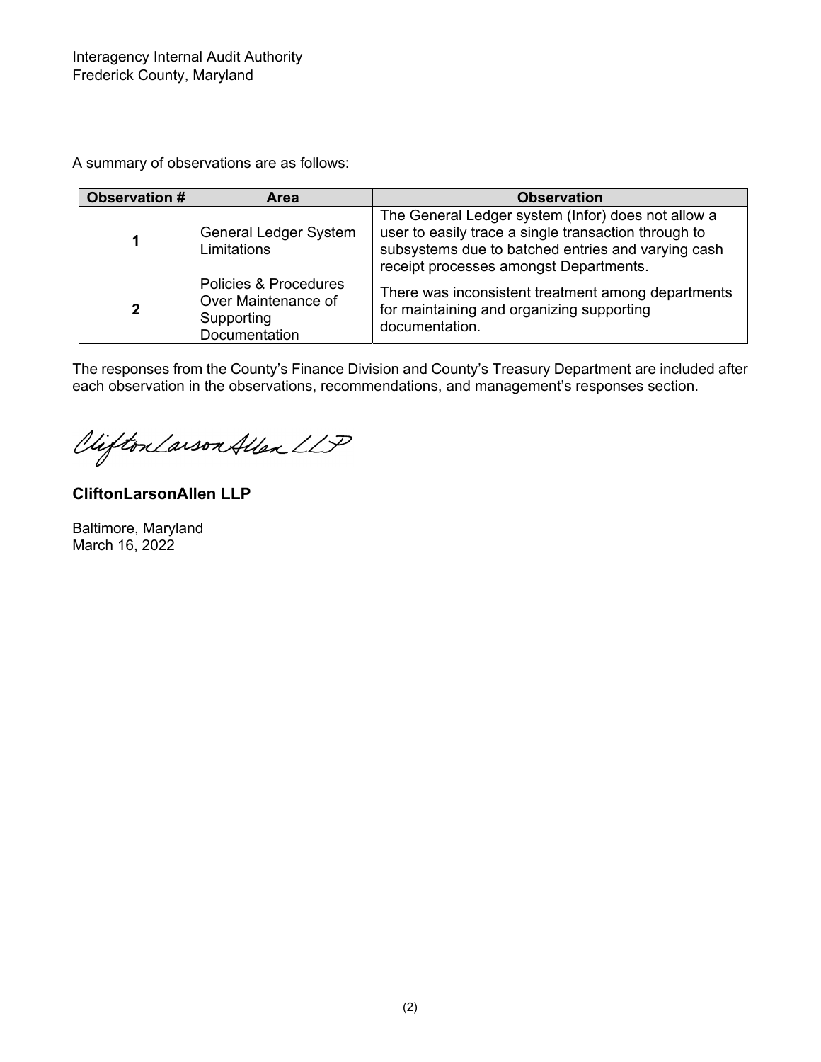Interagency Internal Audit Authority
Frederick County, Maryland

A summary of observations are as follows:

| Observation # | Area | Observation |
|---|---|---|
| 1 | General Ledger System Limitations | The General Ledger system (Infor) does not allow a user to easily trace a single transaction through to subsystems due to batched entries and varying cash receipt processes amongst Departments. |
| 2 | Policies & Procedures Over Maintenance of Supporting Documentation | There was inconsistent treatment among departments for maintaining and organizing supporting documentation. |

The responses from the County's Finance Division and County's Treasury Department are included after each observation in the observations, recommendations, and management's responses section.

CliftonLarsonAllen LLP

**CliftonLarsonAllen LLP**

Baltimore, Maryland
March 16, 2022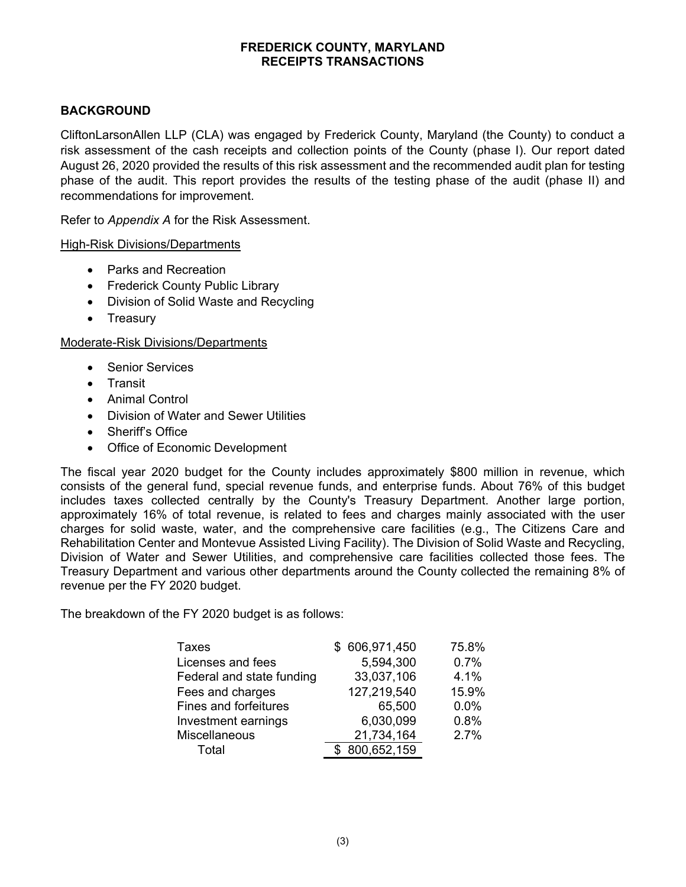# FREDERICK COUNTY, MARYLAND
# RECEIPTS TRANSACTIONS

## BACKGROUND

CliftonLarsonAllen LLP (CLA) was engaged by Frederick County, Maryland (the County) to conduct a risk assessment of the cash receipts and collection points of the County (phase I). Our report dated August 26, 2020 provided the results of this risk assessment and the recommended audit plan for testing phase of the audit. This report provides the results of the testing phase of the audit (phase II) and recommendations for improvement.

Refer to *Appendix A* for the Risk Assessment.

High-Risk Divisions/Departments

- Parks and Recreation
- Frederick County Public Library
- Division of Solid Waste and Recycling
- Treasury

Moderate-Risk Divisions/Departments

- Senior Services
- Transit
- Animal Control
- Division of Water and Sewer Utilities
- Sheriff's Office
- Office of Economic Development

The fiscal year 2020 budget for the County includes approximately $800 million in revenue, which consists of the general fund, special revenue funds, and enterprise funds. About 76% of this budget includes taxes collected centrally by the County's Treasury Department. Another large portion, approximately 16% of total revenue, is related to fees and charges mainly associated with the user charges for solid waste, water, and the comprehensive care facilities (e.g., The Citizens Care and Rehabilitation Center and Montevue Assisted Living Facility). The Division of Solid Waste and Recycling, Division of Water and Sewer Utilities, and comprehensive care facilities collected those fees. The Treasury Department and various other departments around the County collected the remaining 8% of revenue per the FY 2020 budget.

The breakdown of the FY 2020 budget is as follows:

| | | |
|---|---|---|
| Taxes | $ 606,971,450 | 75.8% |
| Licenses and fees | 5,594,300 | 0.7% |
| Federal and state funding | 33,037,106 | 4.1% |
| Fees and charges | 127,219,540 | 15.9% |
| Fines and forfeitures | 65,500 | 0.0% |
| Investment earnings | 6,030,099 | 0.8% |
| Miscellaneous | 21,734,164 | 2.7% |
| Total | $ 800,652,159 | |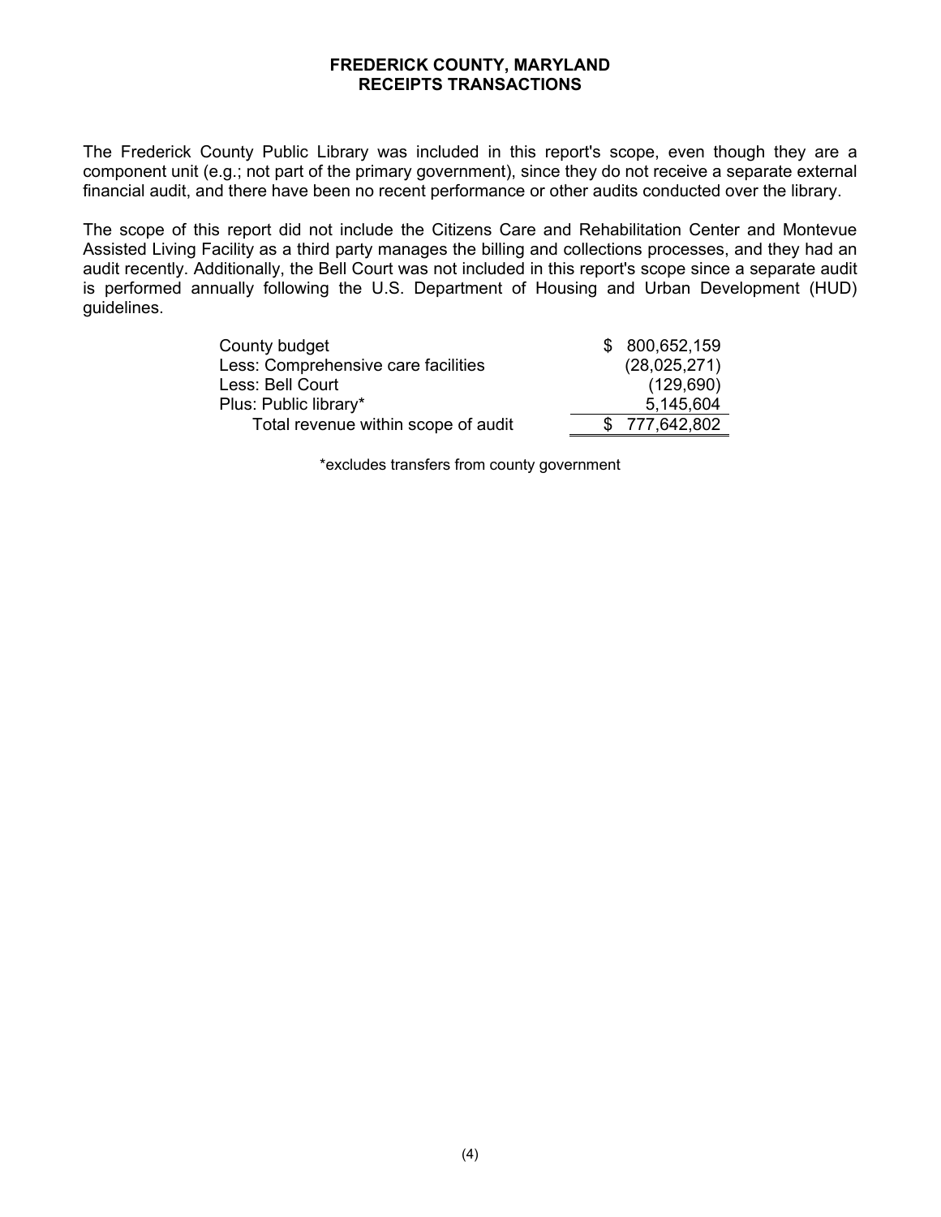# FREDERICK COUNTY, MARYLAND
## RECEIPTS TRANSACTIONS

The Frederick County Public Library was included in this report's scope, even though they are a component unit (e.g.; not part of the primary government), since they do not receive a separate external financial audit, and there have been no recent performance or other audits conducted over the library.

The scope of this report did not include the Citizens Care and Rehabilitation Center and Montevue Assisted Living Facility as a third party manages the billing and collections processes, and they had an audit recently. Additionally, the Bell Court was not included in this report's scope since a separate audit is performed annually following the U.S. Department of Housing and Urban Development (HUD) guidelines.

| | |
|---|---|
| County budget | $ 800,652,159 |
| Less: Comprehensive care facilities | (28,025,271) |
| Less: Bell Court | (129,690) |
| Plus: Public library* | 5,145,604 |
| Total revenue within scope of audit | $ 777,642,802 |

*excludes transfers from county government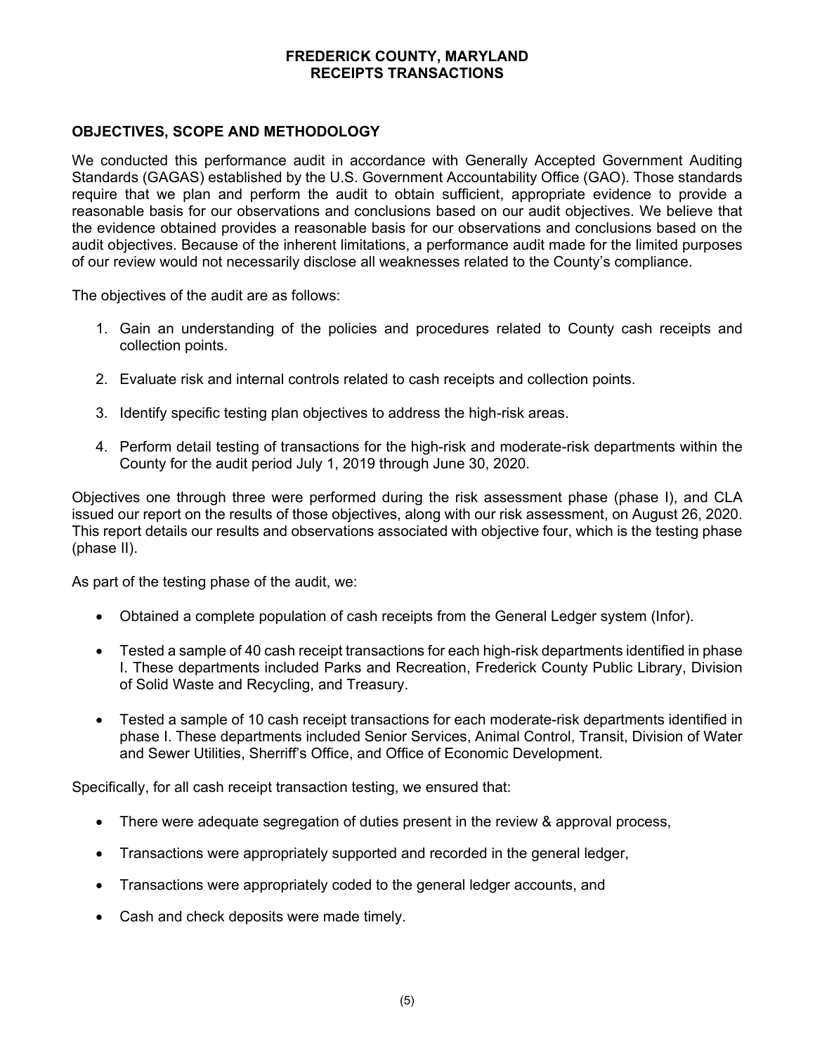## OBJECTIVES, SCOPE AND METHODOLOGY

We conducted this performance audit in accordance with Generally Accepted Government Auditing Standards (GAGAS) established by the U.S. Government Accountability Office (GAO). Those standards require that we plan and perform the audit to obtain sufficient, appropriate evidence to provide a reasonable basis for our observations and conclusions based on our audit objectives. We believe that the evidence obtained provides a reasonable basis for our observations and conclusions based on the audit objectives. Because of the inherent limitations, a performance audit made for the limited purposes of our review would not necessarily disclose all weaknesses related to the County's compliance.

The objectives of the audit are as follows:

1. Gain an understanding of the policies and procedures related to County cash receipts and collection points.

2. Evaluate risk and internal controls related to cash receipts and collection points.

3. Identify specific testing plan objectives to address the high-risk areas.

4. Perform detail testing of transactions for the high-risk and moderate-risk departments within the County for the audit period July 1, 2019 through June 30, 2020.

Objectives one through three were performed during the risk assessment phase (phase I), and CLA issued our report on the results of those objectives, along with our risk assessment, on August 26, 2020. This report details our results and observations associated with objective four, which is the testing phase (phase II).

As part of the testing phase of the audit, we:

- Obtained a complete population of cash receipts from the General Ledger system (Infor).

- Tested a sample of 40 cash receipt transactions for each high-risk departments identified in phase I. These departments included Parks and Recreation, Frederick County Public Library, Division of Solid Waste and Recycling, and Treasury.

- Tested a sample of 10 cash receipt transactions for each moderate-risk departments identified in phase I. These departments included Senior Services, Animal Control, Transit, Division of Water and Sewer Utilities, Sherriff's Office, and Office of Economic Development.

Specifically, for all cash receipt transaction testing, we ensured that:

- There were adequate segregation of duties present in the review & approval process,

- Transactions were appropriately supported and recorded in the general ledger,

- Transactions were appropriately coded to the general ledger accounts, and

- Cash and check deposits were made timely.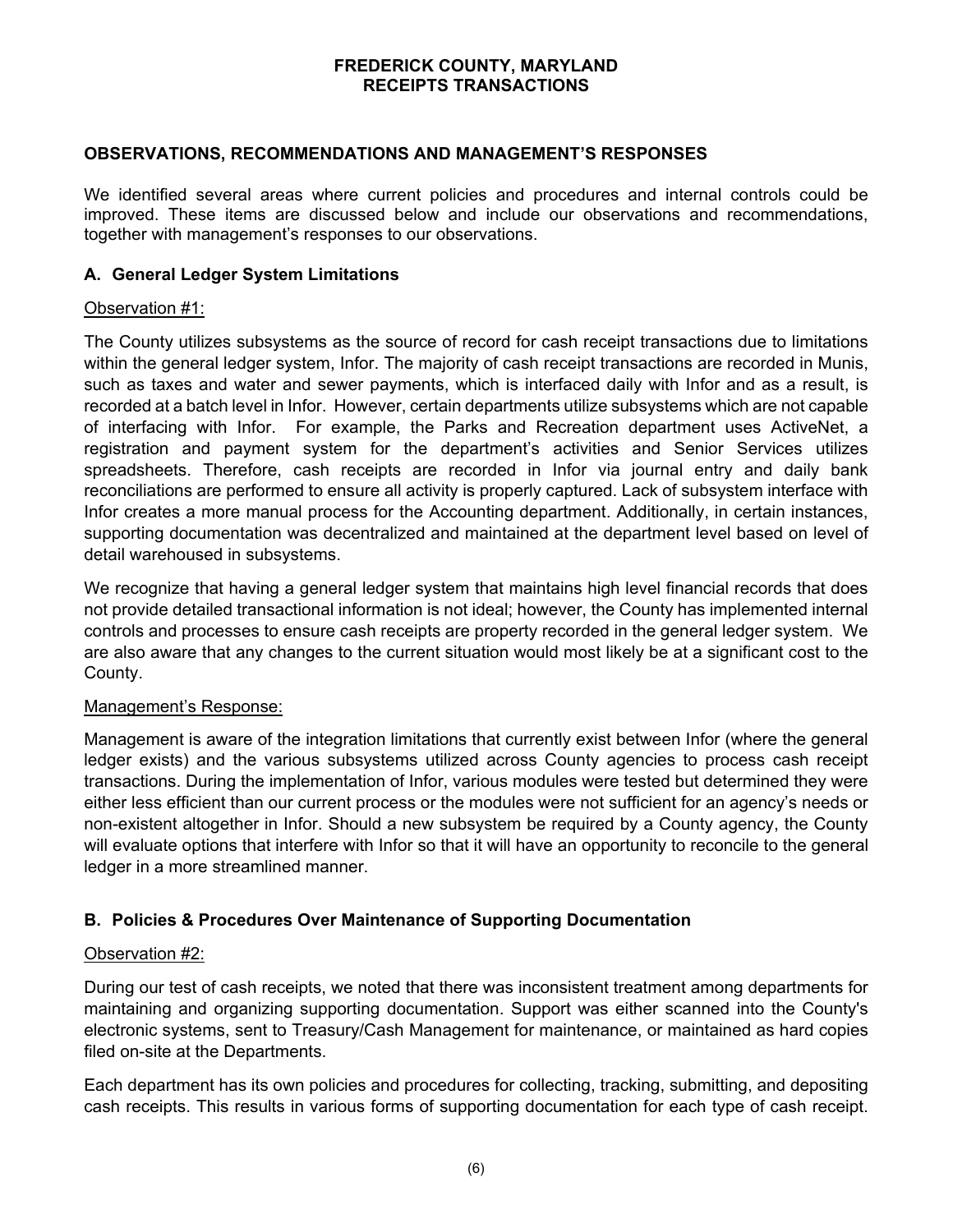## OBSERVATIONS, RECOMMENDATIONS AND MANAGEMENT'S RESPONSES

We identified several areas where current policies and procedures and internal controls could be improved. These items are discussed below and include our observations and recommendations, together with management's responses to our observations.

### A. General Ledger System Limitations

Observation #1:

The County utilizes subsystems as the source of record for cash receipt transactions due to limitations within the general ledger system, Infor. The majority of cash receipt transactions are recorded in Munis, such as taxes and water and sewer payments, which is interfaced daily with Infor and as a result, is recorded at a batch level in Infor. However, certain departments utilize subsystems which are not capable of interfacing with Infor. For example, the Parks and Recreation department uses ActiveNet, a registration and payment system for the department's activities and Senior Services utilizes spreadsheets. Therefore, cash receipts are recorded in Infor via journal entry and daily bank reconciliations are performed to ensure all activity is properly captured. Lack of subsystem interface with Infor creates a more manual process for the Accounting department. Additionally, in certain instances, supporting documentation was decentralized and maintained at the department level based on level of detail warehoused in subsystems.

We recognize that having a general ledger system that maintains high level financial records that does not provide detailed transactional information is not ideal; however, the County has implemented internal controls and processes to ensure cash receipts are property recorded in the general ledger system. We are also aware that any changes to the current situation would most likely be at a significant cost to the County.

Management's Response:

Management is aware of the integration limitations that currently exist between Infor (where the general ledger exists) and the various subsystems utilized across County agencies to process cash receipt transactions. During the implementation of Infor, various modules were tested but determined they were either less efficient than our current process or the modules were not sufficient for an agency's needs or non-existent altogether in Infor. Should a new subsystem be required by a County agency, the County will evaluate options that interfere with Infor so that it will have an opportunity to reconcile to the general ledger in a more streamlined manner.

### B. Policies & Procedures Over Maintenance of Supporting Documentation

Observation #2:

During our test of cash receipts, we noted that there was inconsistent treatment among departments for maintaining and organizing supporting documentation. Support was either scanned into the County's electronic systems, sent to Treasury/Cash Management for maintenance, or maintained as hard copies filed on-site at the Departments.

Each department has its own policies and procedures for collecting, tracking, submitting, and depositing cash receipts. This results in various forms of supporting documentation for each type of cash receipt.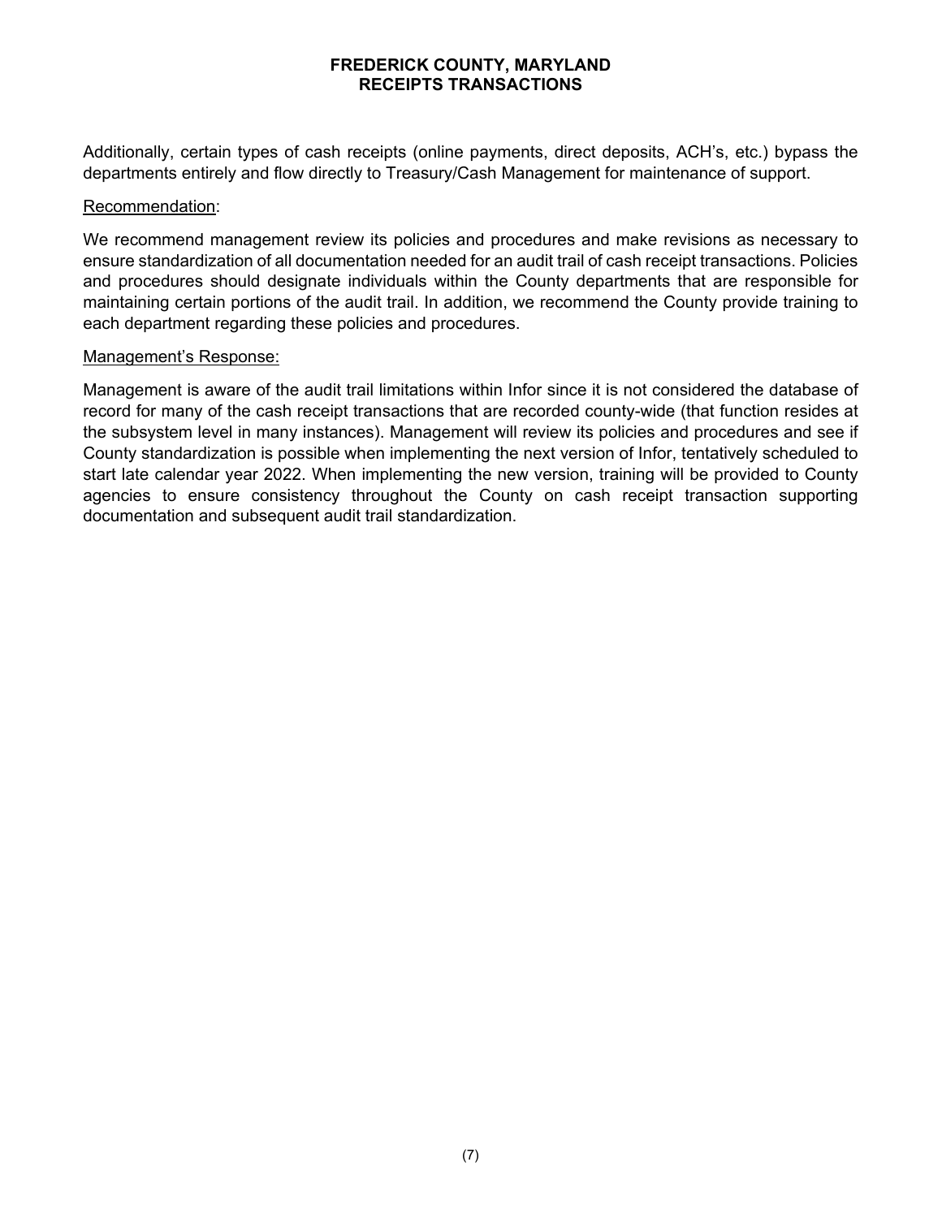Additionally, certain types of cash receipts (online payments, direct deposits, ACH's, etc.) bypass the departments entirely and flow directly to Treasury/Cash Management for maintenance of support.

Recommendation:

We recommend management review its policies and procedures and make revisions as necessary to ensure standardization of all documentation needed for an audit trail of cash receipt transactions. Policies and procedures should designate individuals within the County departments that are responsible for maintaining certain portions of the audit trail. In addition, we recommend the County provide training to each department regarding these policies and procedures.

Management's Response:

Management is aware of the audit trail limitations within Infor since it is not considered the database of record for many of the cash receipt transactions that are recorded county-wide (that function resides at the subsystem level in many instances). Management will review its policies and procedures and see if County standardization is possible when implementing the next version of Infor, tentatively scheduled to start late calendar year 2022. When implementing the new version, training will be provided to County agencies to ensure consistency throughout the County on cash receipt transaction supporting documentation and subsequent audit trail standardization.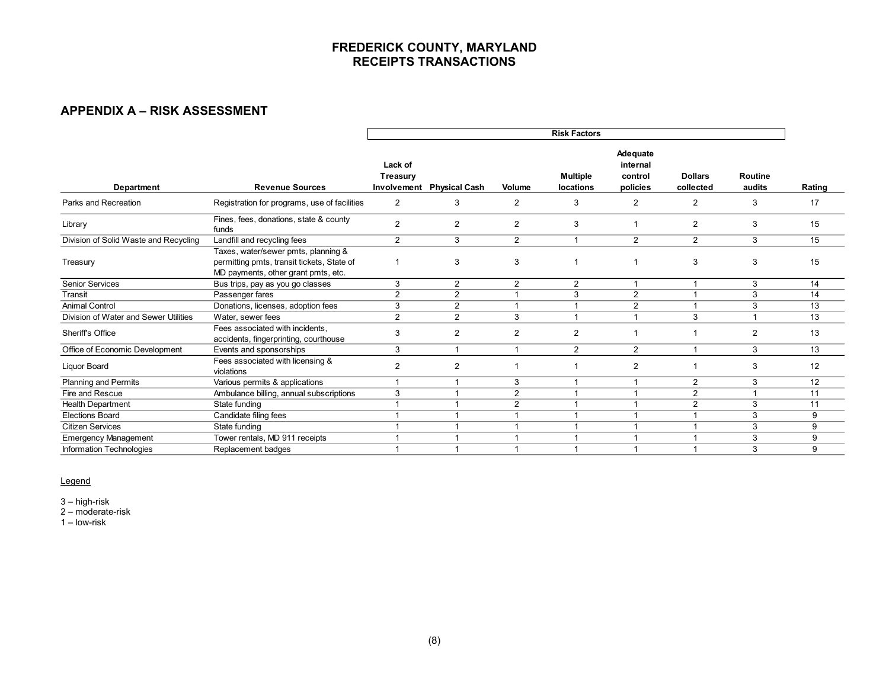# FREDERICK COUNTY, MARYLAND
# RECEIPTS TRANSACTIONS

## APPENDIX A – RISK ASSESSMENT

| | | Risk Factors | | | | | | | |
|---|---|---|---|---|---|---|---|---|---|
| Department | Revenue Sources | Lack of Treasury Involvement | Physical Cash | Volume | Multiple locations | Adequate internal control policies | Dollars collected | Routine audits | Rating |
| Parks and Recreation | Registration for programs, use of facilities | 2 | 3 | 2 | 3 | 2 | 2 | 3 | 17 |
| Library | Fines, fees, donations, state & county funds | 2 | 2 | 2 | 3 | 1 | 2 | 3 | 15 |
| Division of Solid Waste and Recycling | Landfill and recycling fees | 2 | 3 | 2 | 1 | 2 | 2 | 3 | 15 |
| Treasury | Taxes, water/sewer pmts, planning & permitting pmts, transit tickets, State of MD payments, other grant pmts, etc. | 1 | 3 | 3 | 1 | 1 | 3 | 3 | 15 |
| Senior Services | Bus trips, pay as you go classes | 3 | 2 | 2 | 2 | 1 | 1 | 3 | 14 |
| Transit | Passenger fares | 2 | 2 | 1 | 3 | 2 | 1 | 3 | 14 |
| Animal Control | Donations, licenses, adoption fees | 3 | 2 | 1 | 1 | 2 | 1 | 3 | 13 |
| Division of Water and Sewer Utilities | Water, sewer fees | 2 | 2 | 3 | 1 | 1 | 3 | 1 | 13 |
| Sheriff's Office | Fees associated with incidents, accidents, fingerprinting, courthouse | 3 | 2 | 2 | 2 | 1 | 1 | 2 | 13 |
| Office of Economic Development | Events and sponsorships | 3 | 1 | 1 | 2 | 2 | 1 | 3 | 13 |
| Liquor Board | Fees associated with licensing & violations | 2 | 2 | 1 | 1 | 2 | 1 | 3 | 12 |
| Planning and Permits | Various permits & applications | 1 | 1 | 3 | 1 | 1 | 2 | 3 | 12 |
| Fire and Rescue | Ambulance billing, annual subscriptions | 3 | 1 | 2 | 1 | 1 | 2 | 1 | 11 |
| Health Department | State funding | 1 | 1 | 2 | 1 | 1 | 2 | 3 | 11 |
| Elections Board | Candidate filing fees | 1 | 1 | 1 | 1 | 1 | 1 | 3 | 9 |
| Citizen Services | State funding | 1 | 1 | 1 | 1 | 1 | 1 | 3 | 9 |
| Emergency Management | Tower rentals, MD 911 receipts | 1 | 1 | 1 | 1 | 1 | 1 | 3 | 9 |
| Information Technologies | Replacement badges | 1 | 1 | 1 | 1 | 1 | 1 | 3 | 9 |

Legend

3 – high-risk
2 – moderate-risk
1 – low-risk